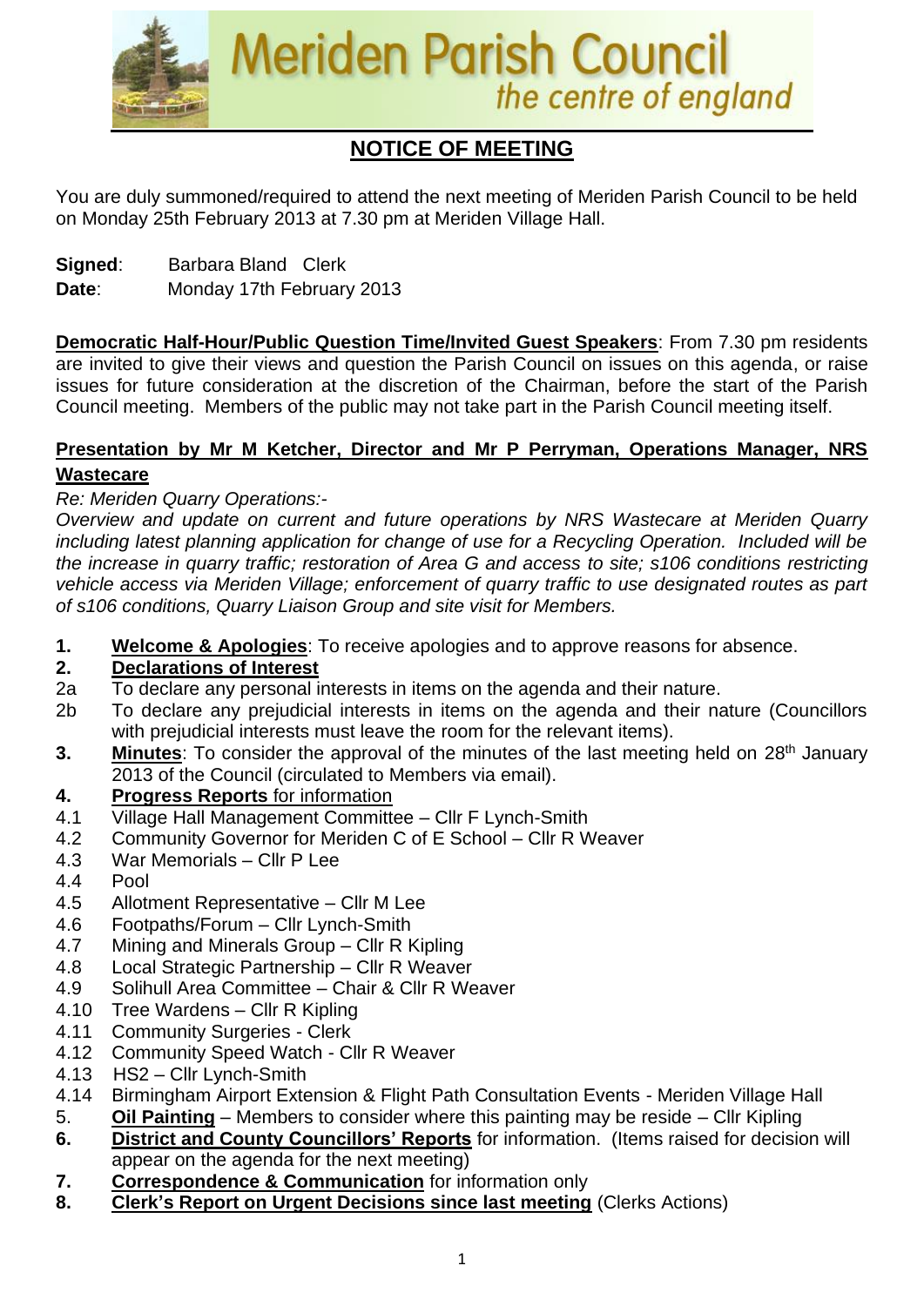# Meriden Parish Council

*the centre of england*

## NOTICE OF MEETING

You are duly summoned/required to attend the next meeting of Meriden Parish Council to be held on Monday 25th February 2013 at 7.30 pm at Meriden Village Hall.

**Signed**: Barbara Bland Clerk
**Date**: Monday 17th February 2013

**Democratic Half-Hour/Public Question Time/Invited Guest Speakers**: From 7.30 pm residents are invited to give their views and question the Parish Council on issues on this agenda, or raise issues for future consideration at the discretion of the Chairman, before the start of the Parish Council meeting. Members of the public may not take part in the Parish Council meeting itself.

**Presentation by Mr M Ketcher, Director and Mr P Perryman, Operations Manager, NRS Wastecare**

*Re: Meriden Quarry Operations:-*
*Overview and update on current and future operations by NRS Wastecare at Meriden Quarry including latest planning application for change of use for a Recycling Operation. Included will be the increase in quarry traffic; restoration of Area G and access to site; s106 conditions restricting vehicle access via Meriden Village; enforcement of quarry traffic to use designated routes as part of s106 conditions, Quarry Liaison Group and site visit for Members.*

**1. Welcome & Apologies**: To receive apologies and to approve reasons for absence.

**2. Declarations of Interest**

2a To declare any personal interests in items on the agenda and their nature.

2b To declare any prejudicial interests in items on the agenda and their nature (Councillors with prejudicial interests must leave the room for the relevant items).

**3. Minutes**: To consider the approval of the minutes of the last meeting held on 28th January 2013 of the Council (circulated to Members via email).

**4. Progress Reports** for information

4.1 Village Hall Management Committee – Cllr F Lynch-Smith
4.2 Community Governor for Meriden C of E School – Cllr R Weaver
4.3 War Memorials – Cllr P Lee
4.4 Pool
4.5 Allotment Representative – Cllr M Lee
4.6 Footpaths/Forum – Cllr Lynch-Smith
4.7 Mining and Minerals Group – Cllr R Kipling
4.8 Local Strategic Partnership – Cllr R Weaver
4.9 Solihull Area Committee – Chair & Cllr R Weaver
4.10 Tree Wardens – Cllr R Kipling
4.11 Community Surgeries - Clerk
4.12 Community Speed Watch - Cllr R Weaver
4.13 HS2 – Cllr Lynch-Smith
4.14 Birmingham Airport Extension & Flight Path Consultation Events - Meriden Village Hall

5. **Oil Painting** – Members to consider where this painting may be reside – Cllr Kipling

**6. District and County Councillors' Reports** for information. (Items raised for decision will appear on the agenda for the next meeting)

**7. Correspondence & Communication** for information only

**8. Clerk's Report on Urgent Decisions since last meeting** (Clerks Actions)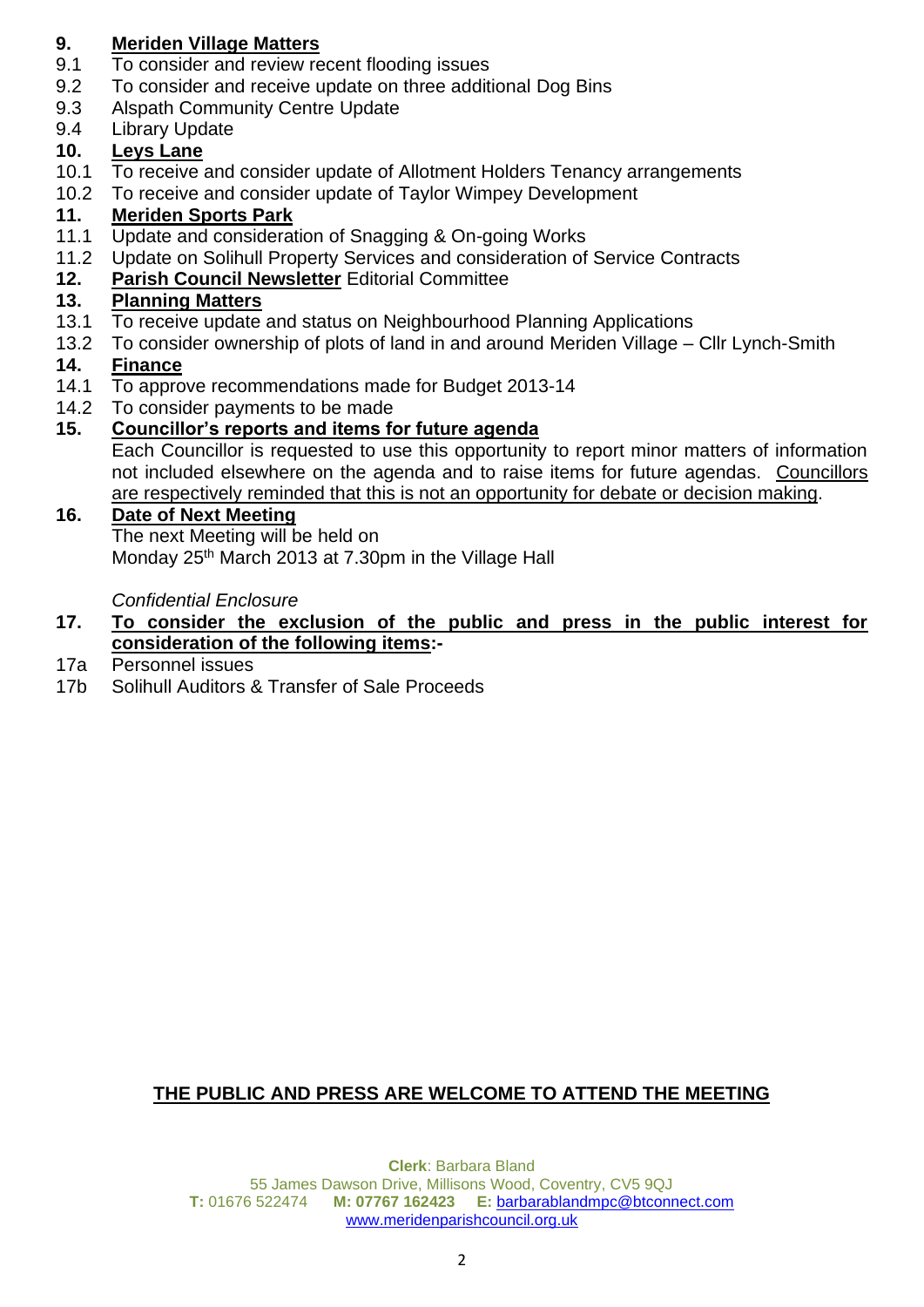**9. Meriden Village Matters**

9.1 To consider and review recent flooding issues

9.2 To consider and receive update on three additional Dog Bins

9.3 Alspath Community Centre Update

9.4 Library Update

**10. Leys Lane**

10.1 To receive and consider update of Allotment Holders Tenancy arrangements

10.2 To receive and consider update of Taylor Wimpey Development

**11. Meriden Sports Park**

11.1 Update and consideration of Snagging & On-going Works

11.2 Update on Solihull Property Services and consideration of Service Contracts

**12. Parish Council Newsletter** Editorial Committee

**13. Planning Matters**

13.1 To receive update and status on Neighbourhood Planning Applications

13.2 To consider ownership of plots of land in and around Meriden Village – Cllr Lynch-Smith

**14. Finance**

14.1 To approve recommendations made for Budget 2013-14

14.2 To consider payments to be made

**15. Councillor's reports and items for future agenda**

Each Councillor is requested to use this opportunity to report minor matters of information not included elsewhere on the agenda and to raise items for future agendas. Councillors are respectively reminded that this is not an opportunity for debate or decision making.

**16. Date of Next Meeting**

The next Meeting will be held on
Monday 25th March 2013 at 7.30pm in the Village Hall

*Confidential Enclosure*

**17. To consider the exclusion of the public and press in the public interest for consideration of the following items:-**

17a Personnel issues

17b Solihull Auditors & Transfer of Sale Proceeds

**THE PUBLIC AND PRESS ARE WELCOME TO ATTEND THE MEETING**

**Clerk**: Barbara Bland
55 James Dawson Drive, Millisons Wood, Coventry, CV5 9QJ
**T:** 01676 522474 **M: 07767 162423 E:** barbarablandmpc@btconnect.com
www.meridenparishcouncil.org.uk